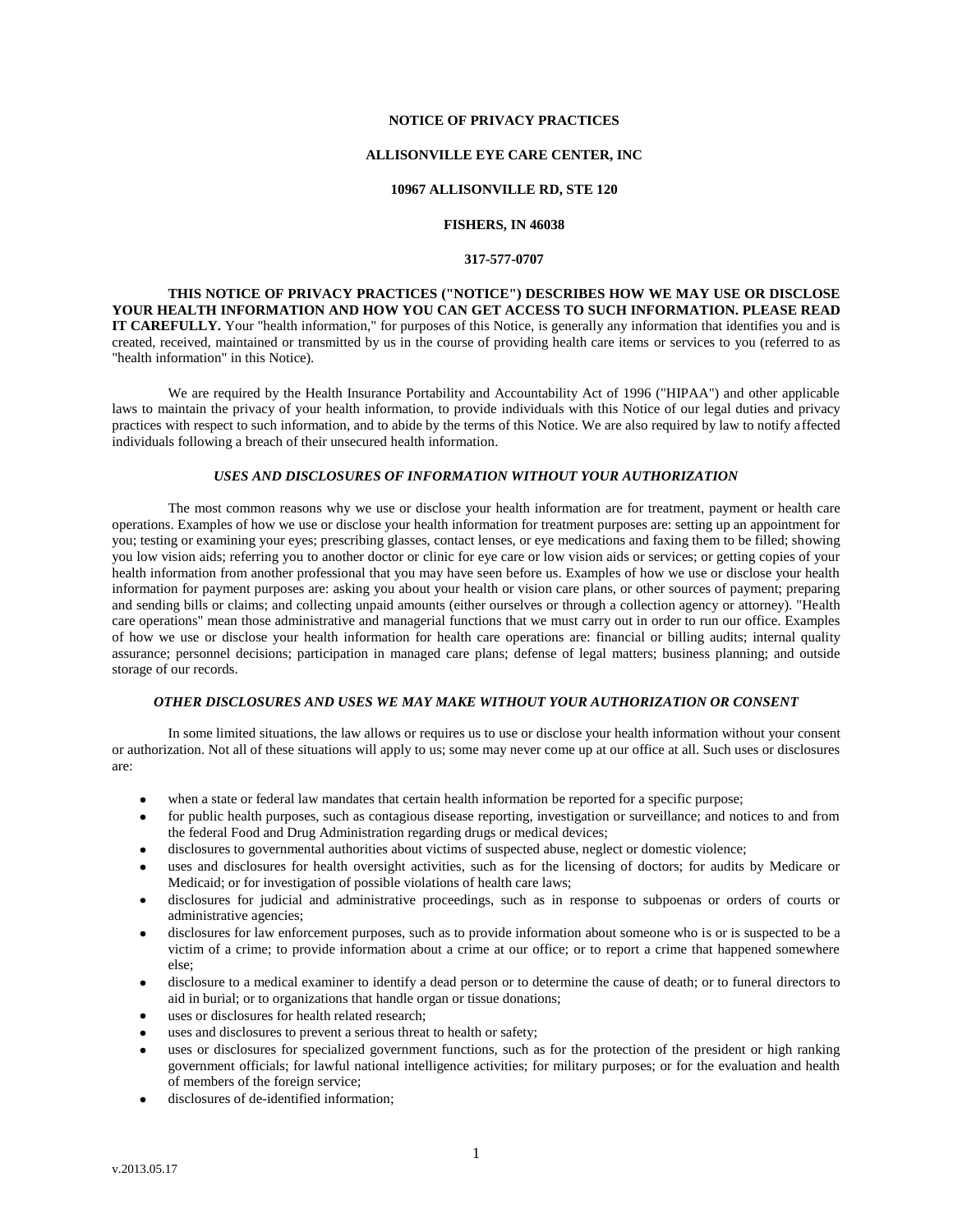# NOTICE OF PRIVACY PRACTICES

**ALLISONVILLE EYE CARE CENTER, INC**

**10967 ALLISONVILLE RD, STE 120**

**FISHERS, IN 46038**

**317-577-0707**

**THIS NOTICE OF PRIVACY PRACTICES ("NOTICE") DESCRIBES HOW WE MAY USE OR DISCLOSE YOUR HEALTH INFORMATION AND HOW YOU CAN GET ACCESS TO SUCH INFORMATION. PLEASE READ IT CAREFULLY.** Your "health information," for purposes of this Notice, is generally any information that identifies you and is created, received, maintained or transmitted by us in the course of providing health care items or services to you (referred to as "health information" in this Notice).

We are required by the Health Insurance Portability and Accountability Act of 1996 ("HIPAA") and other applicable laws to maintain the privacy of your health information, to provide individuals with this Notice of our legal duties and privacy practices with respect to such information, and to abide by the terms of this Notice. We are also required by law to notify affected individuals following a breach of their unsecured health information.

## *USES AND DISCLOSURES OF INFORMATION WITHOUT YOUR AUTHORIZATION*

The most common reasons why we use or disclose your health information are for treatment, payment or health care operations. Examples of how we use or disclose your health information for treatment purposes are: setting up an appointment for you; testing or examining your eyes; prescribing glasses, contact lenses, or eye medications and faxing them to be filled; showing you low vision aids; referring you to another doctor or clinic for eye care or low vision aids or services; or getting copies of your health information from another professional that you may have seen before us. Examples of how we use or disclose your health information for payment purposes are: asking you about your health or vision care plans, or other sources of payment; preparing and sending bills or claims; and collecting unpaid amounts (either ourselves or through a collection agency or attorney). "Health care operations" mean those administrative and managerial functions that we must carry out in order to run our office. Examples of how we use or disclose your health information for health care operations are: financial or billing audits; internal quality assurance; personnel decisions; participation in managed care plans; defense of legal matters; business planning; and outside storage of our records.

## *OTHER DISCLOSURES AND USES WE MAY MAKE WITHOUT YOUR AUTHORIZATION OR CONSENT*

In some limited situations, the law allows or requires us to use or disclose your health information without your consent or authorization. Not all of these situations will apply to us; some may never come up at our office at all. Such uses or disclosures are:

- when a state or federal law mandates that certain health information be reported for a specific purpose;
- for public health purposes, such as contagious disease reporting, investigation or surveillance; and notices to and from the federal Food and Drug Administration regarding drugs or medical devices;
- disclosures to governmental authorities about victims of suspected abuse, neglect or domestic violence;
- uses and disclosures for health oversight activities, such as for the licensing of doctors; for audits by Medicare or Medicaid; or for investigation of possible violations of health care laws;
- disclosures for judicial and administrative proceedings, such as in response to subpoenas or orders of courts or administrative agencies;
- disclosures for law enforcement purposes, such as to provide information about someone who is or is suspected to be a victim of a crime; to provide information about a crime at our office; or to report a crime that happened somewhere else;
- disclosure to a medical examiner to identify a dead person or to determine the cause of death; or to funeral directors to aid in burial; or to organizations that handle organ or tissue donations;
- uses or disclosures for health related research;
- uses and disclosures to prevent a serious threat to health or safety;
- uses or disclosures for specialized government functions, such as for the protection of the president or high ranking government officials; for lawful national intelligence activities; for military purposes; or for the evaluation and health of members of the foreign service;
- disclosures of de-identified information;

v.2013.05.17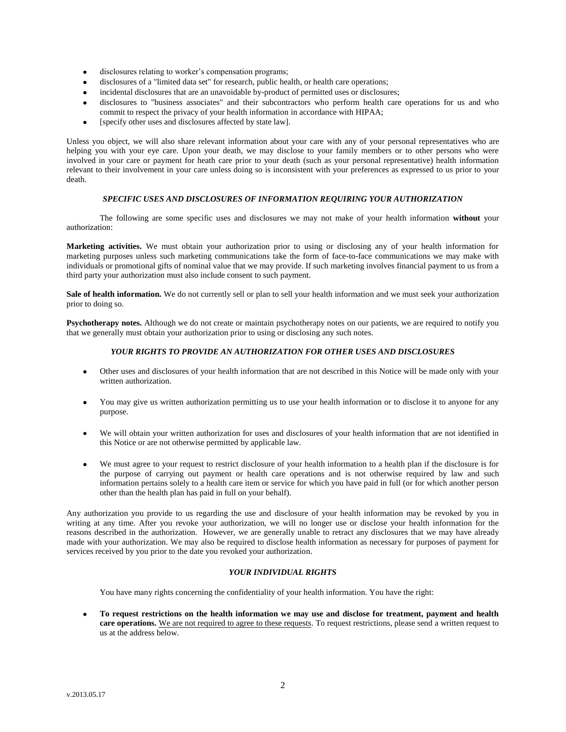- disclosures relating to worker's compensation programs;
- disclosures of a "limited data set" for research, public health, or health care operations;
- incidental disclosures that are an unavoidable by-product of permitted uses or disclosures;
- disclosures to "business associates" and their subcontractors who perform health care operations for us and who commit to respect the privacy of your health information in accordance with HIPAA;
- [specify other uses and disclosures affected by state law].

Unless you object, we will also share relevant information about your care with any of your personal representatives who are helping you with your eye care. Upon your death, we may disclose to your family members or to other persons who were involved in your care or payment for heath care prior to your death (such as your personal representative) health information relevant to their involvement in your care unless doing so is inconsistent with your preferences as expressed to us prior to your death.

### *SPECIFIC USES AND DISCLOSURES OF INFORMATION REQUIRING YOUR AUTHORIZATION*

The following are some specific uses and disclosures we may not make of your health information **without** your authorization:

**Marketing activities.** We must obtain your authorization prior to using or disclosing any of your health information for marketing purposes unless such marketing communications take the form of face-to-face communications we may make with individuals or promotional gifts of nominal value that we may provide. If such marketing involves financial payment to us from a third party your authorization must also include consent to such payment.

**Sale of health information.** We do not currently sell or plan to sell your health information and we must seek your authorization prior to doing so.

**Psychotherapy notes.** Although we do not create or maintain psychotherapy notes on our patients, we are required to notify you that we generally must obtain your authorization prior to using or disclosing any such notes.

### *YOUR RIGHTS TO PROVIDE AN AUTHORIZATION FOR OTHER USES AND DISCLOSURES*

- Other uses and disclosures of your health information that are not described in this Notice will be made only with your written authorization.

- You may give us written authorization permitting us to use your health information or to disclose it to anyone for any purpose.

- We will obtain your written authorization for uses and disclosures of your health information that are not identified in this Notice or are not otherwise permitted by applicable law.

- We must agree to your request to restrict disclosure of your health information to a health plan if the disclosure is for the purpose of carrying out payment or health care operations and is not otherwise required by law and such information pertains solely to a health care item or service for which you have paid in full (or for which another person other than the health plan has paid in full on your behalf).

Any authorization you provide to us regarding the use and disclosure of your health information may be revoked by you in writing at any time. After you revoke your authorization, we will no longer use or disclose your health information for the reasons described in the authorization. However, we are generally unable to retract any disclosures that we may have already made with your authorization. We may also be required to disclose health information as necessary for purposes of payment for services received by you prior to the date you revoked your authorization.

### *YOUR INDIVIDUAL RIGHTS*

You have many rights concerning the confidentiality of your health information. You have the right:

- **To request restrictions on the health information we may use and disclose for treatment, payment and health care operations.** <u>We are not required to agree to these requests</u>. To request restrictions, please send a written request to us at the address below.

v.2013.05.17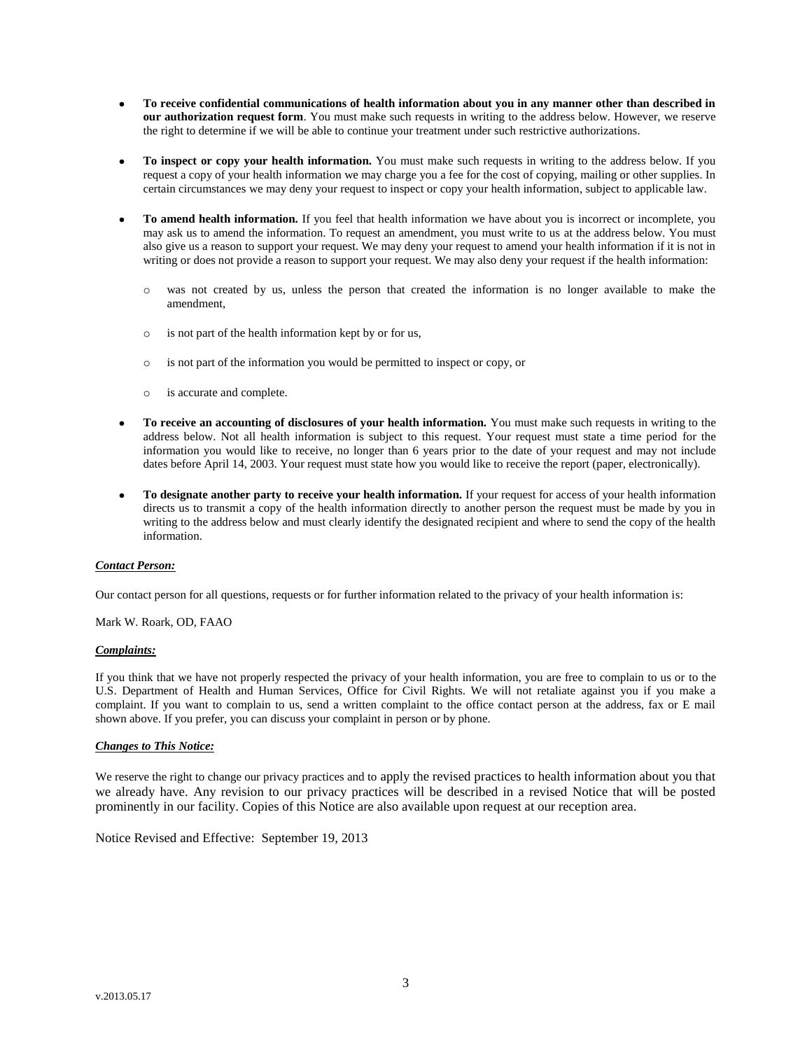- **To receive confidential communications of health information about you in any manner other than described in our authorization request form**. You must make such requests in writing to the address below. However, we reserve the right to determine if we will be able to continue your treatment under such restrictive authorizations.

- **To inspect or copy your health information.** You must make such requests in writing to the address below. If you request a copy of your health information we may charge you a fee for the cost of copying, mailing or other supplies. In certain circumstances we may deny your request to inspect or copy your health information, subject to applicable law.

- **To amend health information.** If you feel that health information we have about you is incorrect or incomplete, you may ask us to amend the information. To request an amendment, you must write to us at the address below. You must also give us a reason to support your request. We may deny your request to amend your health information if it is not in writing or does not provide a reason to support your request. We may also deny your request if the health information:

    - was not created by us, unless the person that created the information is no longer available to make the amendment,
    - is not part of the health information kept by or for us,
    - is not part of the information you would be permitted to inspect or copy, or
    - is accurate and complete.

- **To receive an accounting of disclosures of your health information.** You must make such requests in writing to the address below. Not all health information is subject to this request. Your request must state a time period for the information you would like to receive, no longer than 6 years prior to the date of your request and may not include dates before April 14, 2003. Your request must state how you would like to receive the report (paper, electronically).

- **To designate another party to receive your health information.** If your request for access of your health information directs us to transmit a copy of the health information directly to another person the request must be made by you in writing to the address below and must clearly identify the designated recipient and where to send the copy of the health information.

***Contact Person:***

Our contact person for all questions, requests or for further information related to the privacy of your health information is:

Mark W. Roark, OD, FAAO

***Complaints:***

If you think that we have not properly respected the privacy of your health information, you are free to complain to us or to the U.S. Department of Health and Human Services, Office for Civil Rights. We will not retaliate against you if you make a complaint. If you want to complain to us, send a written complaint to the office contact person at the address, fax or E mail shown above. If you prefer, you can discuss your complaint in person or by phone.

***Changes to This Notice:***

We reserve the right to change our privacy practices and to apply the revised practices to health information about you that we already have. Any revision to our privacy practices will be described in a revised Notice that will be posted prominently in our facility. Copies of this Notice are also available upon request at our reception area.

Notice Revised and Effective: September 19, 2013

v.2013.05.17